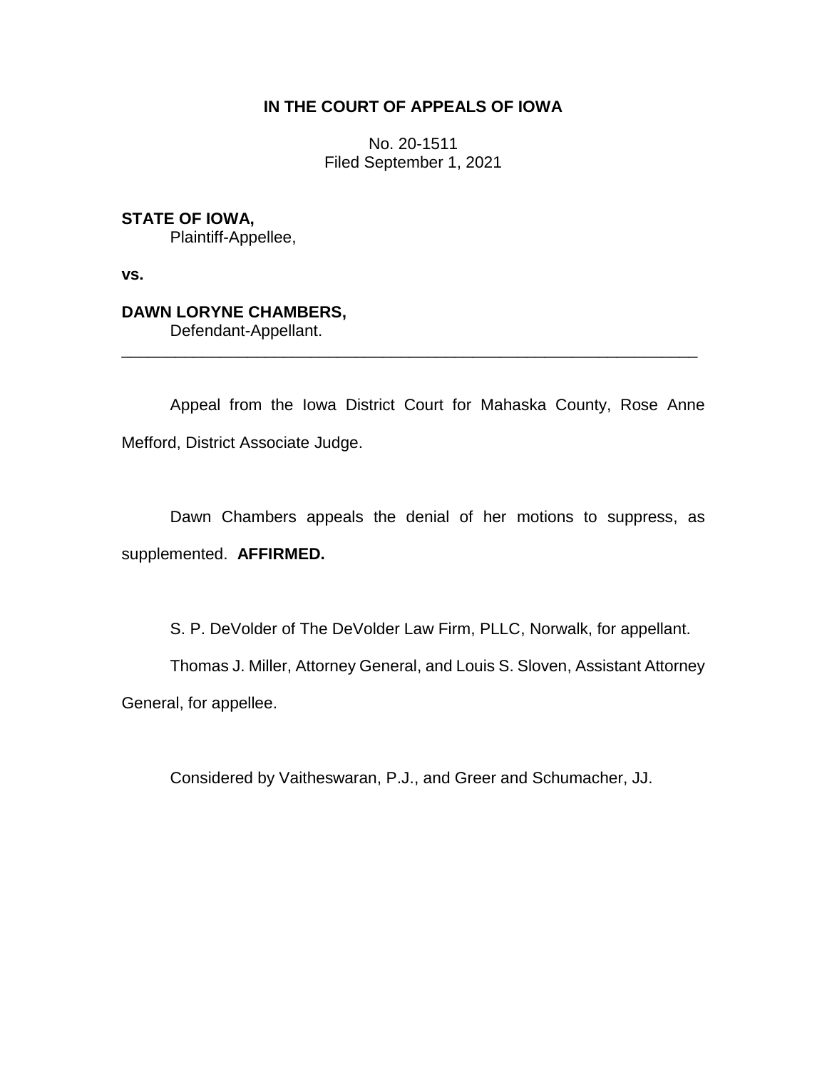# IN THE COURT OF APPEALS OF IOWA

No. 20-1511
Filed September 1, 2021

**STATE OF IOWA,**
Plaintiff-Appellee,

**vs.**

**DAWN LORYNE CHAMBERS,**
Defendant-Appellant.

---

Appeal from the Iowa District Court for Mahaska County, Rose Anne Mefford, District Associate Judge.

Dawn Chambers appeals the denial of her motions to suppress, as supplemented. **AFFIRMED.**

S. P. DeVolder of The DeVolder Law Firm, PLLC, Norwalk, for appellant.

Thomas J. Miller, Attorney General, and Louis S. Sloven, Assistant Attorney General, for appellee.

Considered by Vaitheswaran, P.J., and Greer and Schumacher, JJ.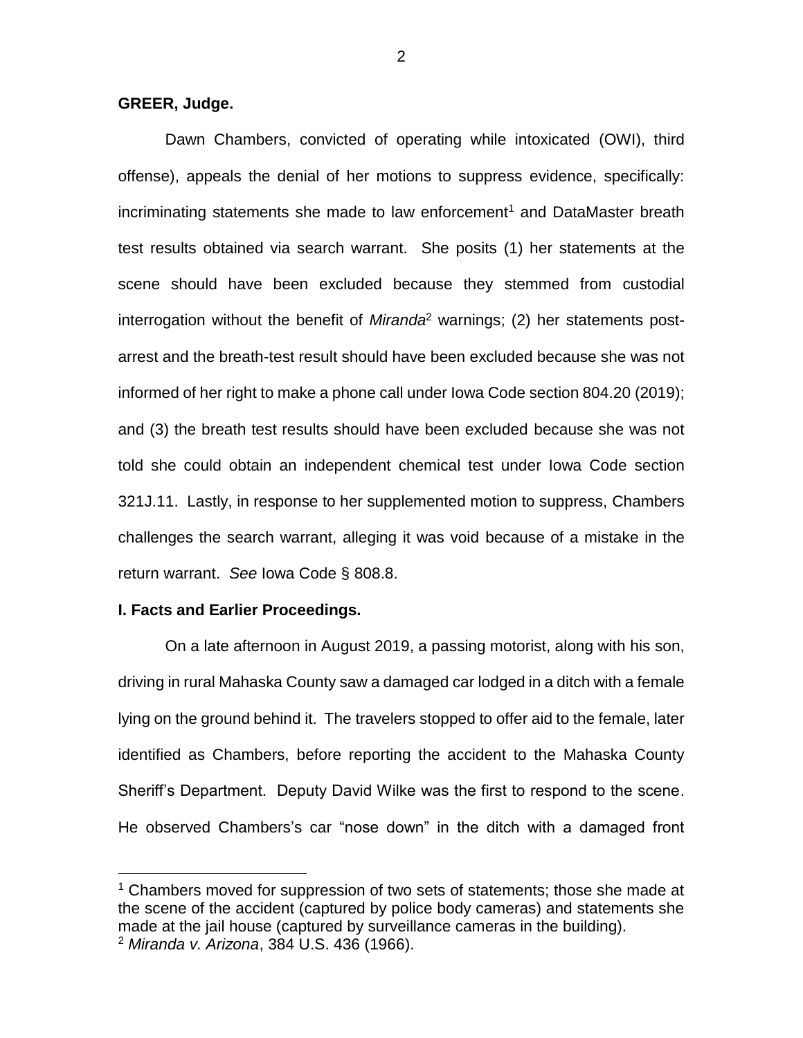**GREER, Judge.**

Dawn Chambers, convicted of operating while intoxicated (OWI), third offense), appeals the denial of her motions to suppress evidence, specifically: incriminating statements she made to law enforcement[1] and DataMaster breath test results obtained via search warrant. She posits (1) her statements at the scene should have been excluded because they stemmed from custodial interrogation without the benefit of *Miranda*[2] warnings; (2) her statements post-arrest and the breath-test result should have been excluded because she was not informed of her right to make a phone call under Iowa Code section 804.20 (2019); and (3) the breath test results should have been excluded because she was not told she could obtain an independent chemical test under Iowa Code section 321J.11. Lastly, in response to her supplemented motion to suppress, Chambers challenges the search warrant, alleging it was void because of a mistake in the return warrant. *See* Iowa Code § 808.8.

**I. Facts and Earlier Proceedings.**

On a late afternoon in August 2019, a passing motorist, along with his son, driving in rural Mahaska County saw a damaged car lodged in a ditch with a female lying on the ground behind it. The travelers stopped to offer aid to the female, later identified as Chambers, before reporting the accident to the Mahaska County Sheriff's Department. Deputy David Wilke was the first to respond to the scene. He observed Chambers's car "nose down" in the ditch with a damaged front

[1] Chambers moved for suppression of two sets of statements; those she made at the scene of the accident (captured by police body cameras) and statements she made at the jail house (captured by surveillance cameras in the building).

[2] *Miranda v. Arizona*, 384 U.S. 436 (1966).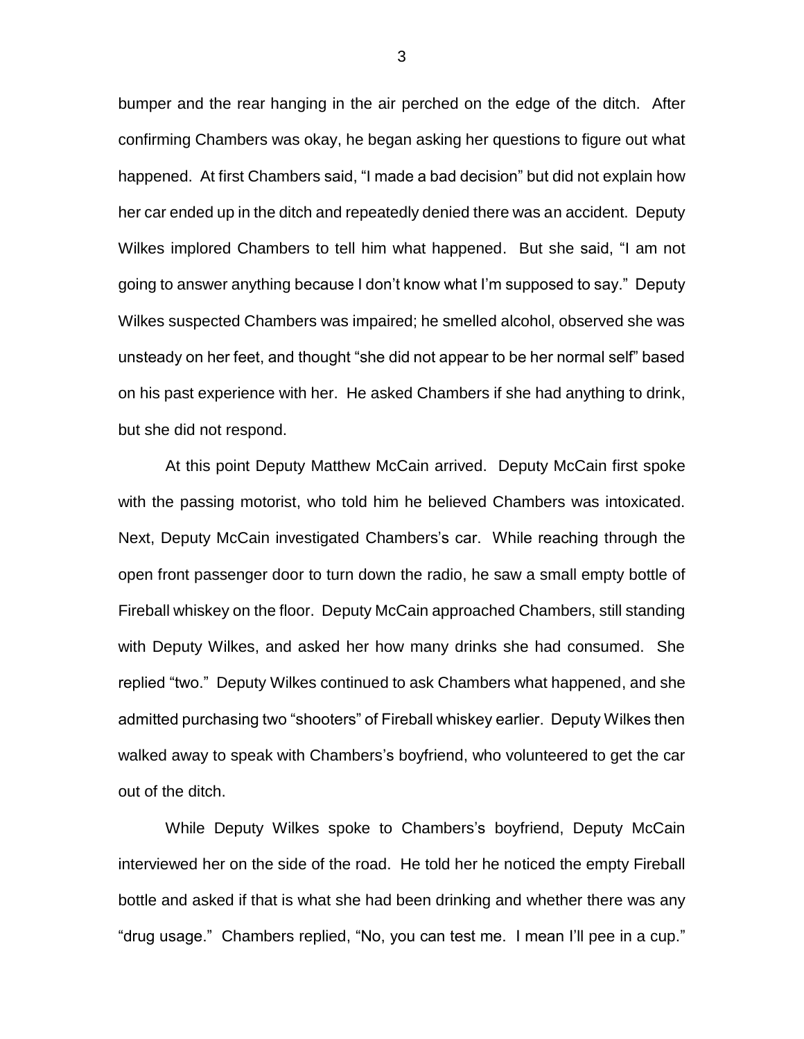bumper and the rear hanging in the air perched on the edge of the ditch. After confirming Chambers was okay, he began asking her questions to figure out what happened. At first Chambers said, "I made a bad decision" but did not explain how her car ended up in the ditch and repeatedly denied there was an accident. Deputy Wilkes implored Chambers to tell him what happened. But she said, "I am not going to answer anything because I don't know what I'm supposed to say." Deputy Wilkes suspected Chambers was impaired; he smelled alcohol, observed she was unsteady on her feet, and thought "she did not appear to be her normal self" based on his past experience with her. He asked Chambers if she had anything to drink, but she did not respond.

At this point Deputy Matthew McCain arrived. Deputy McCain first spoke with the passing motorist, who told him he believed Chambers was intoxicated. Next, Deputy McCain investigated Chambers's car. While reaching through the open front passenger door to turn down the radio, he saw a small empty bottle of Fireball whiskey on the floor. Deputy McCain approached Chambers, still standing with Deputy Wilkes, and asked her how many drinks she had consumed. She replied "two." Deputy Wilkes continued to ask Chambers what happened, and she admitted purchasing two "shooters" of Fireball whiskey earlier. Deputy Wilkes then walked away to speak with Chambers's boyfriend, who volunteered to get the car out of the ditch.

While Deputy Wilkes spoke to Chambers's boyfriend, Deputy McCain interviewed her on the side of the road. He told her he noticed the empty Fireball bottle and asked if that is what she had been drinking and whether there was any "drug usage." Chambers replied, "No, you can test me. I mean I'll pee in a cup."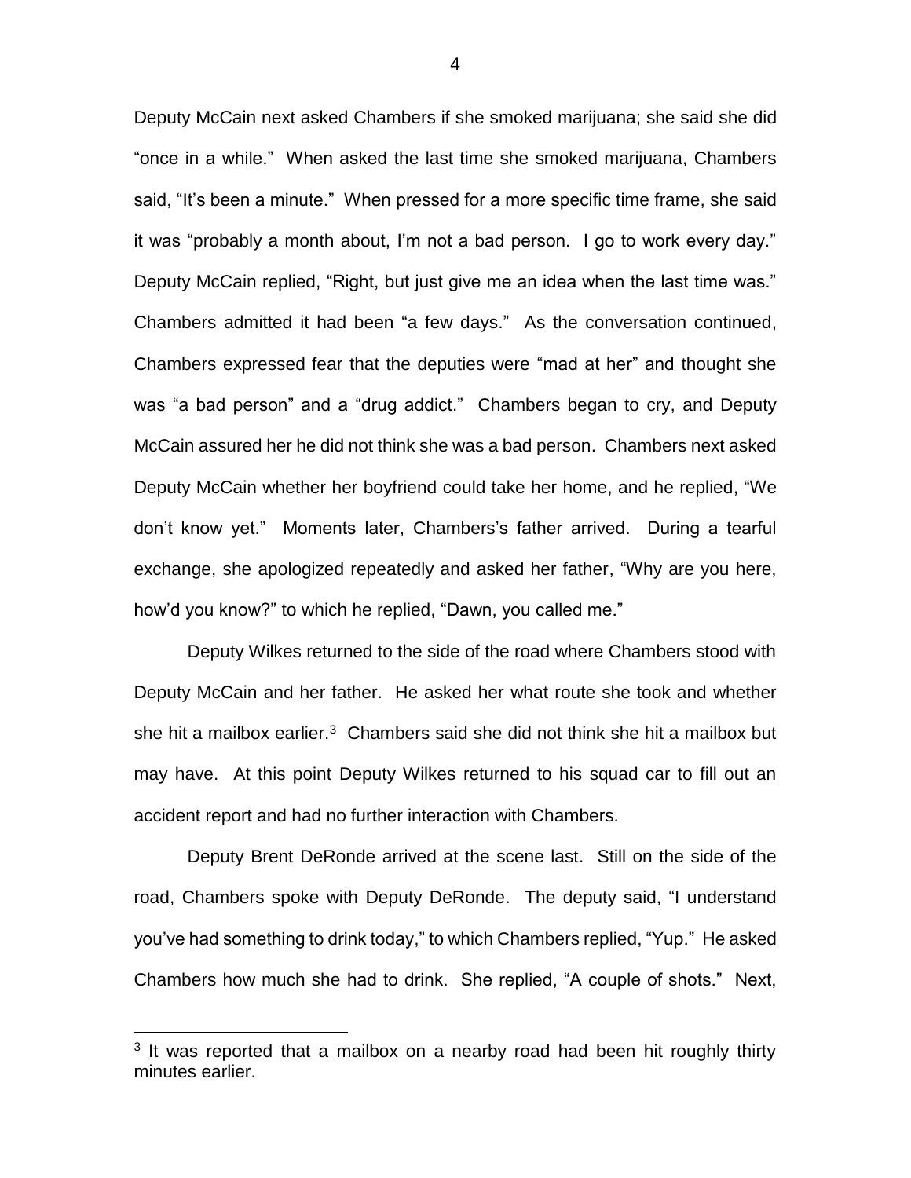Deputy McCain next asked Chambers if she smoked marijuana; she said she did "once in a while." When asked the last time she smoked marijuana, Chambers said, "It's been a minute." When pressed for a more specific time frame, she said it was "probably a month about, I'm not a bad person. I go to work every day." Deputy McCain replied, "Right, but just give me an idea when the last time was." Chambers admitted it had been "a few days." As the conversation continued, Chambers expressed fear that the deputies were "mad at her" and thought she was "a bad person" and a "drug addict." Chambers began to cry, and Deputy McCain assured her he did not think she was a bad person. Chambers next asked Deputy McCain whether her boyfriend could take her home, and he replied, "We don't know yet." Moments later, Chambers's father arrived. During a tearful exchange, she apologized repeatedly and asked her father, "Why are you here, how'd you know?" to which he replied, "Dawn, you called me."

Deputy Wilkes returned to the side of the road where Chambers stood with Deputy McCain and her father. He asked her what route she took and whether she hit a mailbox earlier.[3] Chambers said she did not think she hit a mailbox but may have. At this point Deputy Wilkes returned to his squad car to fill out an accident report and had no further interaction with Chambers.

Deputy Brent DeRonde arrived at the scene last. Still on the side of the road, Chambers spoke with Deputy DeRonde. The deputy said, "I understand you've had something to drink today," to which Chambers replied, "Yup." He asked Chambers how much she had to drink. She replied, "A couple of shots." Next,

[3] It was reported that a mailbox on a nearby road had been hit roughly thirty minutes earlier.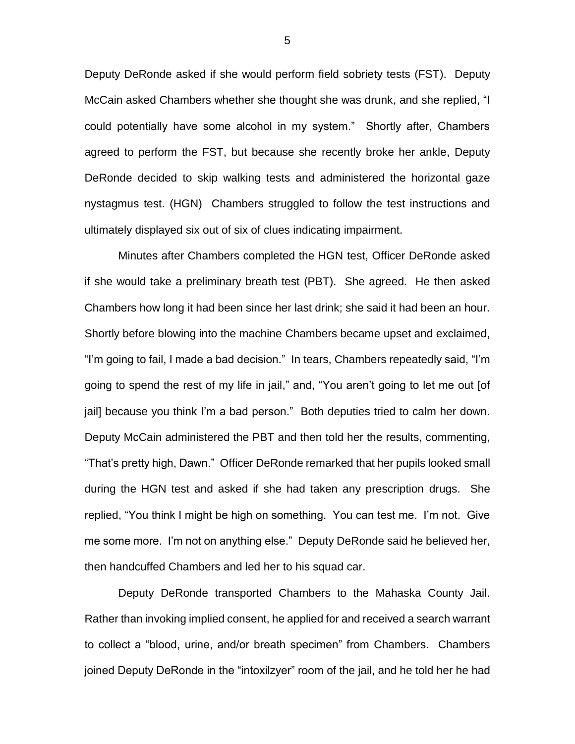Deputy DeRonde asked if she would perform field sobriety tests (FST). Deputy McCain asked Chambers whether she thought she was drunk, and she replied, "I could potentially have some alcohol in my system." Shortly after, Chambers agreed to perform the FST, but because she recently broke her ankle, Deputy DeRonde decided to skip walking tests and administered the horizontal gaze nystagmus test. (HGN) Chambers struggled to follow the test instructions and ultimately displayed six out of six of clues indicating impairment.

Minutes after Chambers completed the HGN test, Officer DeRonde asked if she would take a preliminary breath test (PBT). She agreed. He then asked Chambers how long it had been since her last drink; she said it had been an hour. Shortly before blowing into the machine Chambers became upset and exclaimed, "I'm going to fail, I made a bad decision." In tears, Chambers repeatedly said, "I'm going to spend the rest of my life in jail," and, "You aren't going to let me out [of jail] because you think I'm a bad person." Both deputies tried to calm her down. Deputy McCain administered the PBT and then told her the results, commenting, "That's pretty high, Dawn." Officer DeRonde remarked that her pupils looked small during the HGN test and asked if she had taken any prescription drugs. She replied, "You think I might be high on something. You can test me. I'm not. Give me some more. I'm not on anything else." Deputy DeRonde said he believed her, then handcuffed Chambers and led her to his squad car.

Deputy DeRonde transported Chambers to the Mahaska County Jail. Rather than invoking implied consent, he applied for and received a search warrant to collect a "blood, urine, and/or breath specimen" from Chambers. Chambers joined Deputy DeRonde in the "intoxilzyer" room of the jail, and he told her he had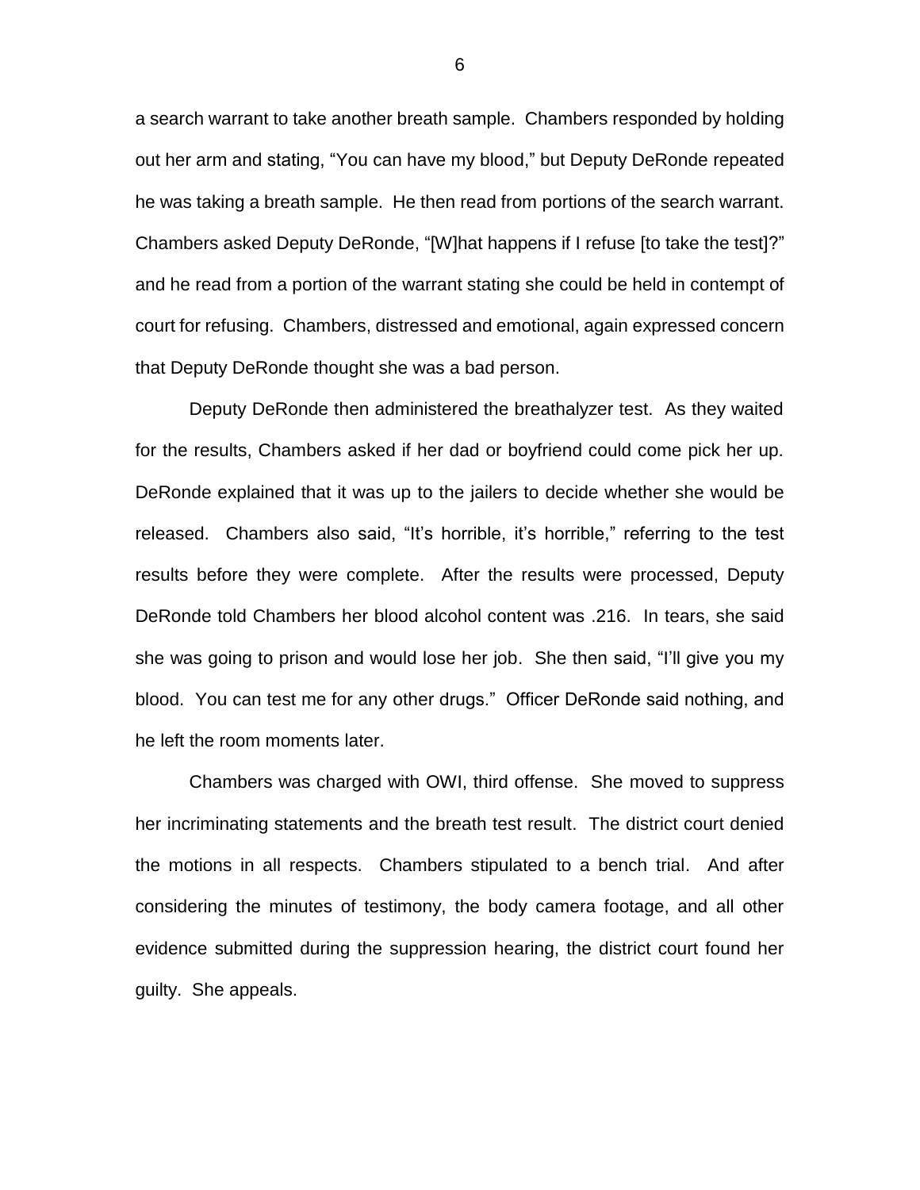a search warrant to take another breath sample. Chambers responded by holding out her arm and stating, "You can have my blood," but Deputy DeRonde repeated he was taking a breath sample. He then read from portions of the search warrant. Chambers asked Deputy DeRonde, "[W]hat happens if I refuse [to take the test]?" and he read from a portion of the warrant stating she could be held in contempt of court for refusing. Chambers, distressed and emotional, again expressed concern that Deputy DeRonde thought she was a bad person.

Deputy DeRonde then administered the breathalyzer test. As they waited for the results, Chambers asked if her dad or boyfriend could come pick her up. DeRonde explained that it was up to the jailers to decide whether she would be released. Chambers also said, "It's horrible, it's horrible," referring to the test results before they were complete. After the results were processed, Deputy DeRonde told Chambers her blood alcohol content was .216. In tears, she said she was going to prison and would lose her job. She then said, "I'll give you my blood. You can test me for any other drugs." Officer DeRonde said nothing, and he left the room moments later.

Chambers was charged with OWI, third offense. She moved to suppress her incriminating statements and the breath test result. The district court denied the motions in all respects. Chambers stipulated to a bench trial. And after considering the minutes of testimony, the body camera footage, and all other evidence submitted during the suppression hearing, the district court found her guilty. She appeals.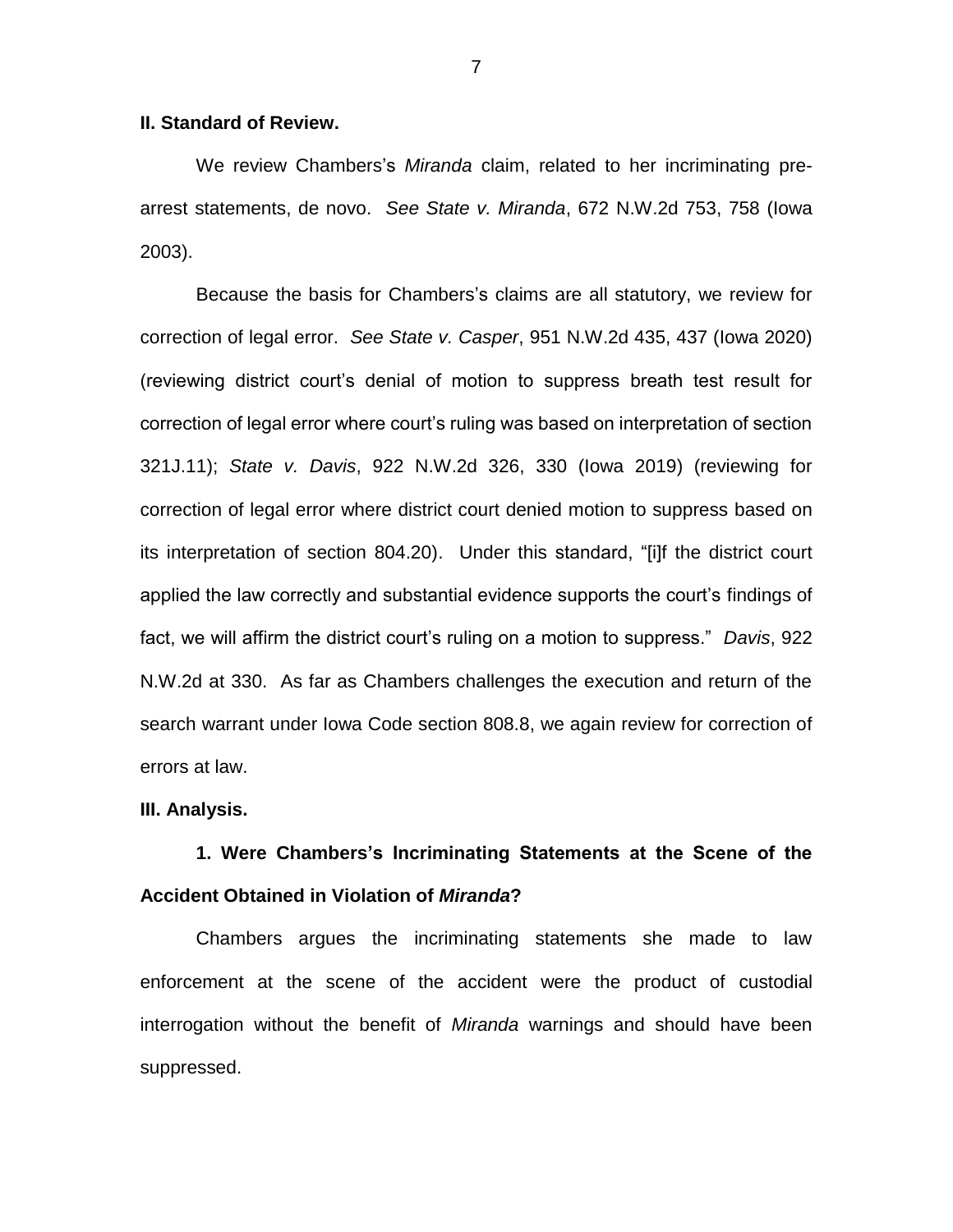**II. Standard of Review.**

We review Chambers's *Miranda* claim, related to her incriminating pre-arrest statements, de novo. *See State v. Miranda*, 672 N.W.2d 753, 758 (Iowa 2003).

Because the basis for Chambers's claims are all statutory, we review for correction of legal error. *See State v. Casper*, 951 N.W.2d 435, 437 (Iowa 2020) (reviewing district court's denial of motion to suppress breath test result for correction of legal error where court's ruling was based on interpretation of section 321J.11); *State v. Davis*, 922 N.W.2d 326, 330 (Iowa 2019) (reviewing for correction of legal error where district court denied motion to suppress based on its interpretation of section 804.20). Under this standard, "[i]f the district court applied the law correctly and substantial evidence supports the court's findings of fact, we will affirm the district court's ruling on a motion to suppress." *Davis*, 922 N.W.2d at 330. As far as Chambers challenges the execution and return of the search warrant under Iowa Code section 808.8, we again review for correction of errors at law.

**III. Analysis.**

**1. Were Chambers's Incriminating Statements at the Scene of the Accident Obtained in Violation of *Miranda*?**

Chambers argues the incriminating statements she made to law enforcement at the scene of the accident were the product of custodial interrogation without the benefit of *Miranda* warnings and should have been suppressed.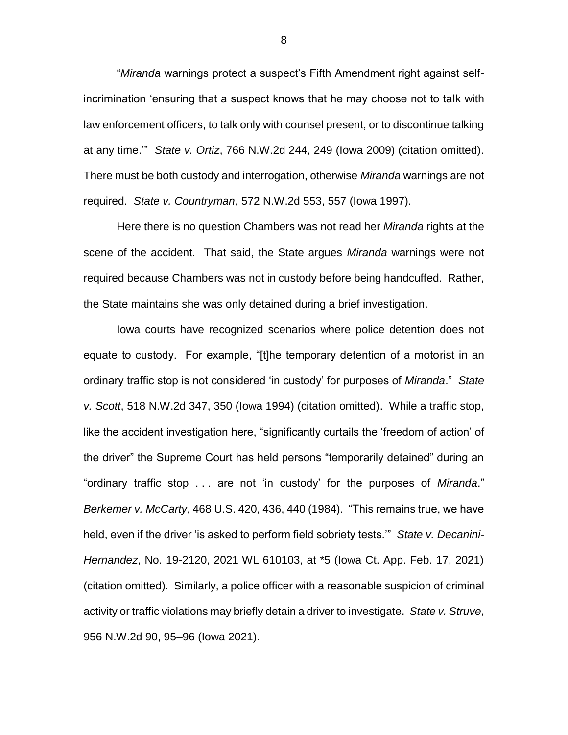"*Miranda* warnings protect a suspect's Fifth Amendment right against self-incrimination 'ensuring that a suspect knows that he may choose not to talk with law enforcement officers, to talk only with counsel present, or to discontinue talking at any time.'" *State v. Ortiz*, 766 N.W.2d 244, 249 (Iowa 2009) (citation omitted). There must be both custody and interrogation, otherwise *Miranda* warnings are not required. *State v. Countryman*, 572 N.W.2d 553, 557 (Iowa 1997).

Here there is no question Chambers was not read her *Miranda* rights at the scene of the accident. That said, the State argues *Miranda* warnings were not required because Chambers was not in custody before being handcuffed. Rather, the State maintains she was only detained during a brief investigation.

Iowa courts have recognized scenarios where police detention does not equate to custody. For example, "[t]he temporary detention of a motorist in an ordinary traffic stop is not considered 'in custody' for purposes of *Miranda*." *State v. Scott*, 518 N.W.2d 347, 350 (Iowa 1994) (citation omitted). While a traffic stop, like the accident investigation here, "significantly curtails the 'freedom of action' of the driver" the Supreme Court has held persons "temporarily detained" during an "ordinary traffic stop . . . are not 'in custody' for the purposes of *Miranda*." *Berkemer v. McCarty*, 468 U.S. 420, 436, 440 (1984). "This remains true, we have held, even if the driver 'is asked to perform field sobriety tests.'" *State v. Decanini-Hernandez*, No. 19-2120, 2021 WL 610103, at *5 (Iowa Ct. App. Feb. 17, 2021) (citation omitted). Similarly, a police officer with a reasonable suspicion of criminal activity or traffic violations may briefly detain a driver to investigate. *State v. Struve*, 956 N.W.2d 90, 95–96 (Iowa 2021).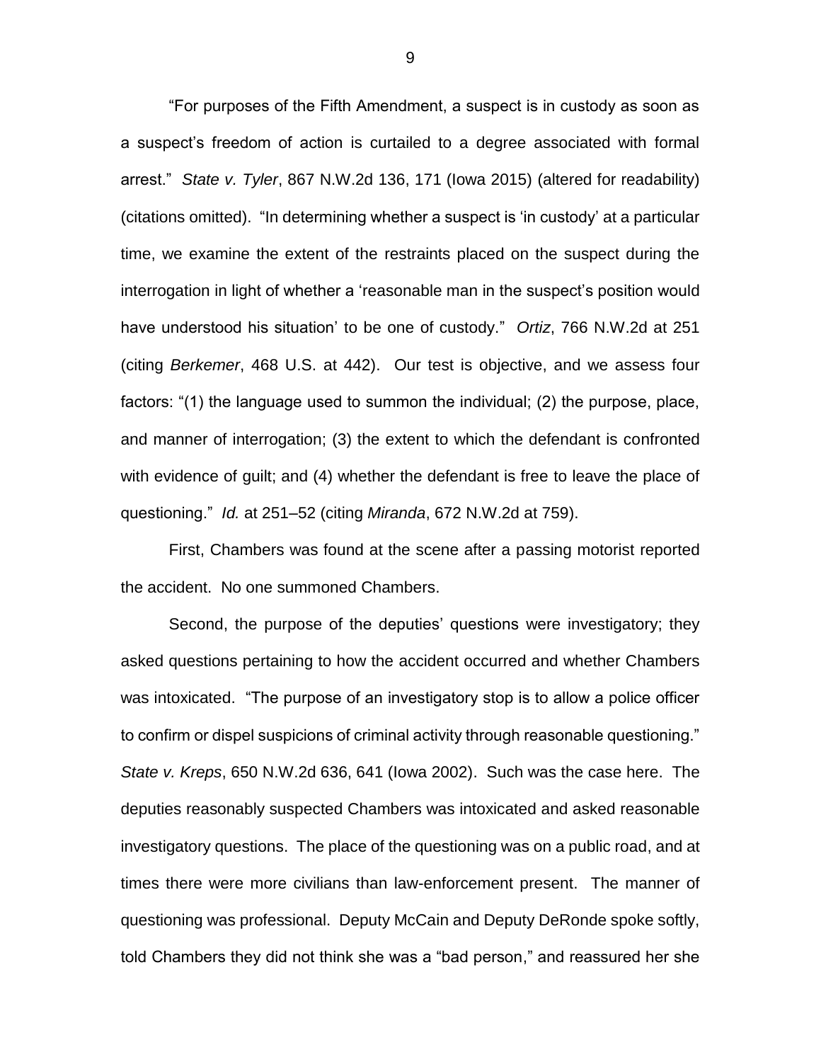"For purposes of the Fifth Amendment, a suspect is in custody as soon as a suspect's freedom of action is curtailed to a degree associated with formal arrest." *State v. Tyler*, 867 N.W.2d 136, 171 (Iowa 2015) (altered for readability) (citations omitted). "In determining whether a suspect is 'in custody' at a particular time, we examine the extent of the restraints placed on the suspect during the interrogation in light of whether a 'reasonable man in the suspect's position would have understood his situation' to be one of custody." *Ortiz*, 766 N.W.2d at 251 (citing *Berkemer*, 468 U.S. at 442). Our test is objective, and we assess four factors: "(1) the language used to summon the individual; (2) the purpose, place, and manner of interrogation; (3) the extent to which the defendant is confronted with evidence of guilt; and (4) whether the defendant is free to leave the place of questioning." *Id.* at 251–52 (citing *Miranda*, 672 N.W.2d at 759).

First, Chambers was found at the scene after a passing motorist reported the accident. No one summoned Chambers.

Second, the purpose of the deputies' questions were investigatory; they asked questions pertaining to how the accident occurred and whether Chambers was intoxicated. "The purpose of an investigatory stop is to allow a police officer to confirm or dispel suspicions of criminal activity through reasonable questioning." *State v. Kreps*, 650 N.W.2d 636, 641 (Iowa 2002). Such was the case here. The deputies reasonably suspected Chambers was intoxicated and asked reasonable investigatory questions. The place of the questioning was on a public road, and at times there were more civilians than law-enforcement present. The manner of questioning was professional. Deputy McCain and Deputy DeRonde spoke softly, told Chambers they did not think she was a "bad person," and reassured her she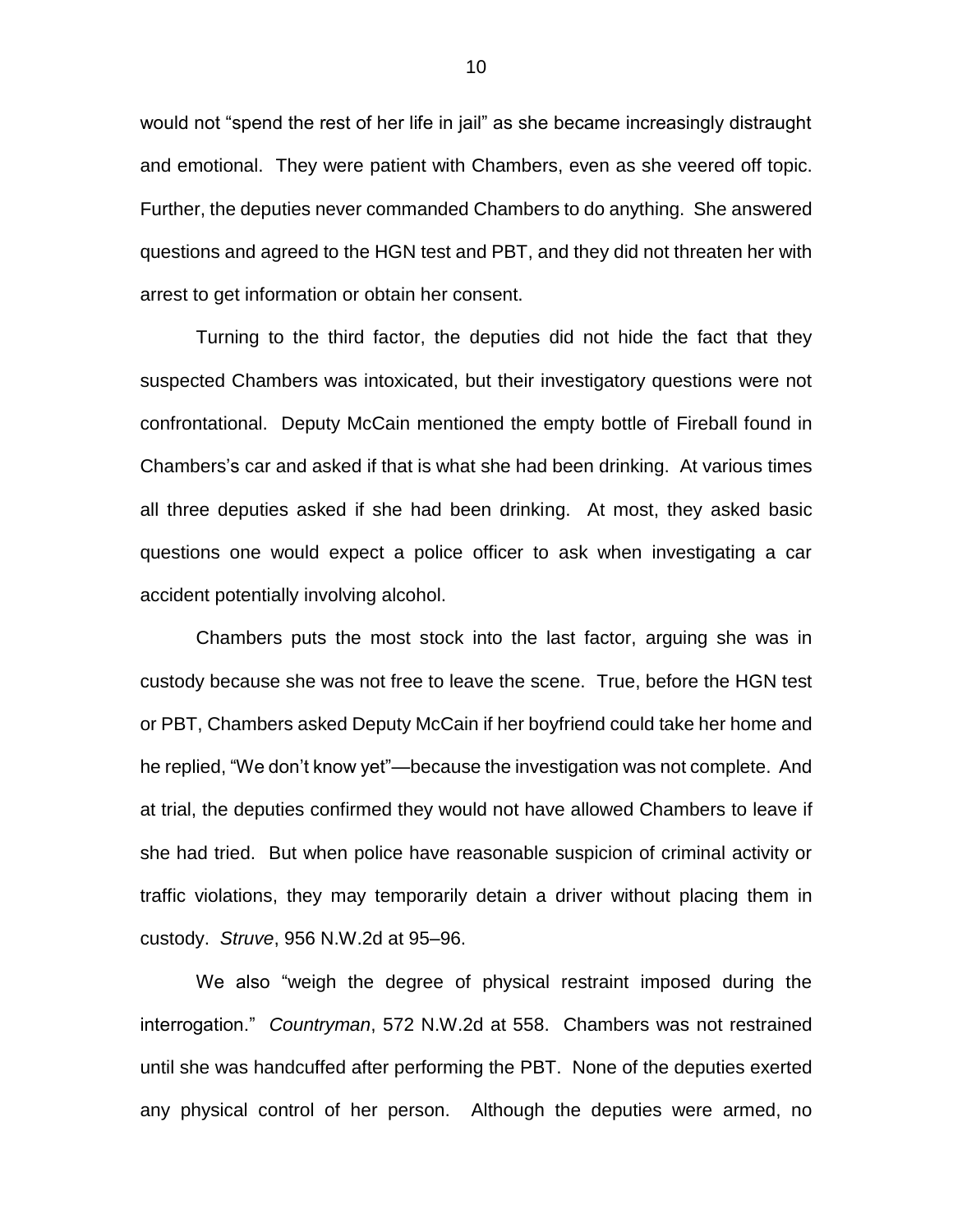would not "spend the rest of her life in jail" as she became increasingly distraught and emotional. They were patient with Chambers, even as she veered off topic. Further, the deputies never commanded Chambers to do anything. She answered questions and agreed to the HGN test and PBT, and they did not threaten her with arrest to get information or obtain her consent.

Turning to the third factor, the deputies did not hide the fact that they suspected Chambers was intoxicated, but their investigatory questions were not confrontational. Deputy McCain mentioned the empty bottle of Fireball found in Chambers's car and asked if that is what she had been drinking. At various times all three deputies asked if she had been drinking. At most, they asked basic questions one would expect a police officer to ask when investigating a car accident potentially involving alcohol.

Chambers puts the most stock into the last factor, arguing she was in custody because she was not free to leave the scene. True, before the HGN test or PBT, Chambers asked Deputy McCain if her boyfriend could take her home and he replied, "We don't know yet"—because the investigation was not complete. And at trial, the deputies confirmed they would not have allowed Chambers to leave if she had tried. But when police have reasonable suspicion of criminal activity or traffic violations, they may temporarily detain a driver without placing them in custody. *Struve*, 956 N.W.2d at 95–96.

We also "weigh the degree of physical restraint imposed during the interrogation." *Countryman*, 572 N.W.2d at 558. Chambers was not restrained until she was handcuffed after performing the PBT. None of the deputies exerted any physical control of her person. Although the deputies were armed, no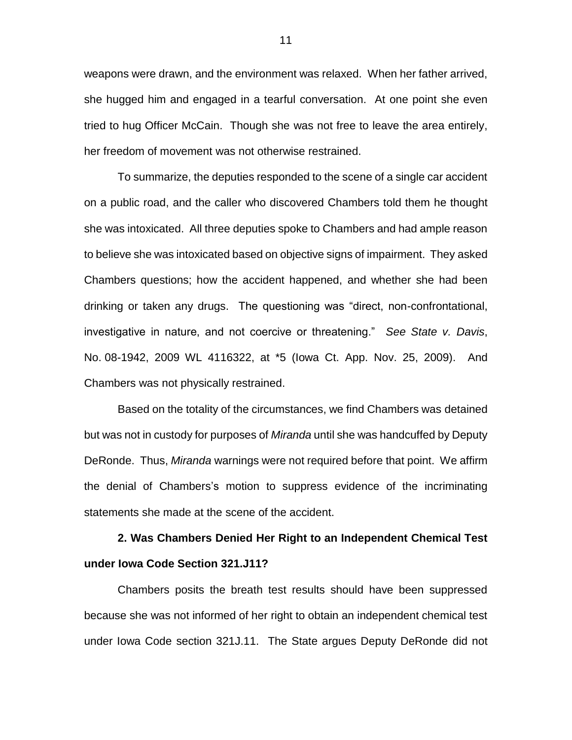weapons were drawn, and the environment was relaxed. When her father arrived, she hugged him and engaged in a tearful conversation. At one point she even tried to hug Officer McCain. Though she was not free to leave the area entirely, her freedom of movement was not otherwise restrained.

To summarize, the deputies responded to the scene of a single car accident on a public road, and the caller who discovered Chambers told them he thought she was intoxicated. All three deputies spoke to Chambers and had ample reason to believe she was intoxicated based on objective signs of impairment. They asked Chambers questions; how the accident happened, and whether she had been drinking or taken any drugs. The questioning was "direct, non-confrontational, investigative in nature, and not coercive or threatening." *See State v. Davis*, No. 08-1942, 2009 WL 4116322, at *5 (Iowa Ct. App. Nov. 25, 2009). And Chambers was not physically restrained.

Based on the totality of the circumstances, we find Chambers was detained but was not in custody for purposes of *Miranda* until she was handcuffed by Deputy DeRonde. Thus, *Miranda* warnings were not required before that point. We affirm the denial of Chambers's motion to suppress evidence of the incriminating statements she made at the scene of the accident.

**2. Was Chambers Denied Her Right to an Independent Chemical Test under Iowa Code Section 321.J11?**

Chambers posits the breath test results should have been suppressed because she was not informed of her right to obtain an independent chemical test under Iowa Code section 321J.11. The State argues Deputy DeRonde did not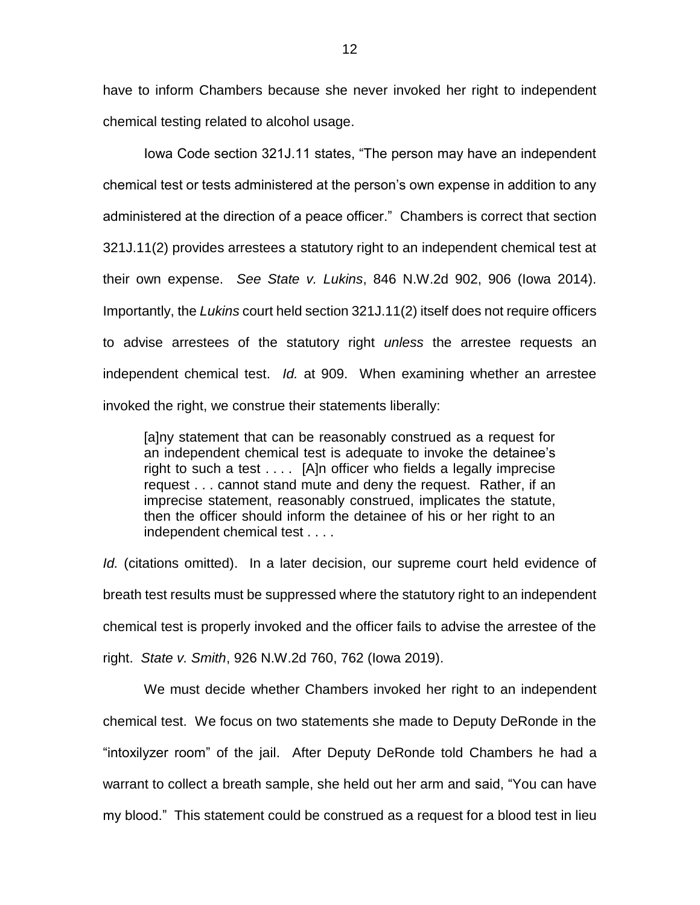have to inform Chambers because she never invoked her right to independent chemical testing related to alcohol usage.

Iowa Code section 321J.11 states, "The person may have an independent chemical test or tests administered at the person's own expense in addition to any administered at the direction of a peace officer." Chambers is correct that section 321J.11(2) provides arrestees a statutory right to an independent chemical test at their own expense. *See State v. Lukins*, 846 N.W.2d 902, 906 (Iowa 2014). Importantly, the *Lukins* court held section 321J.11(2) itself does not require officers to advise arrestees of the statutory right *unless* the arrestee requests an independent chemical test. *Id.* at 909. When examining whether an arrestee invoked the right, we construe their statements liberally:

> [a]ny statement that can be reasonably construed as a request for an independent chemical test is adequate to invoke the detainee's right to such a test . . . . [A]n officer who fields a legally imprecise request . . . cannot stand mute and deny the request. Rather, if an imprecise statement, reasonably construed, implicates the statute, then the officer should inform the detainee of his or her right to an independent chemical test . . . .

*Id.* (citations omitted). In a later decision, our supreme court held evidence of breath test results must be suppressed where the statutory right to an independent chemical test is properly invoked and the officer fails to advise the arrestee of the right. *State v. Smith*, 926 N.W.2d 760, 762 (Iowa 2019).

We must decide whether Chambers invoked her right to an independent chemical test. We focus on two statements she made to Deputy DeRonde in the "intoxilyzer room" of the jail. After Deputy DeRonde told Chambers he had a warrant to collect a breath sample, she held out her arm and said, "You can have my blood." This statement could be construed as a request for a blood test in lieu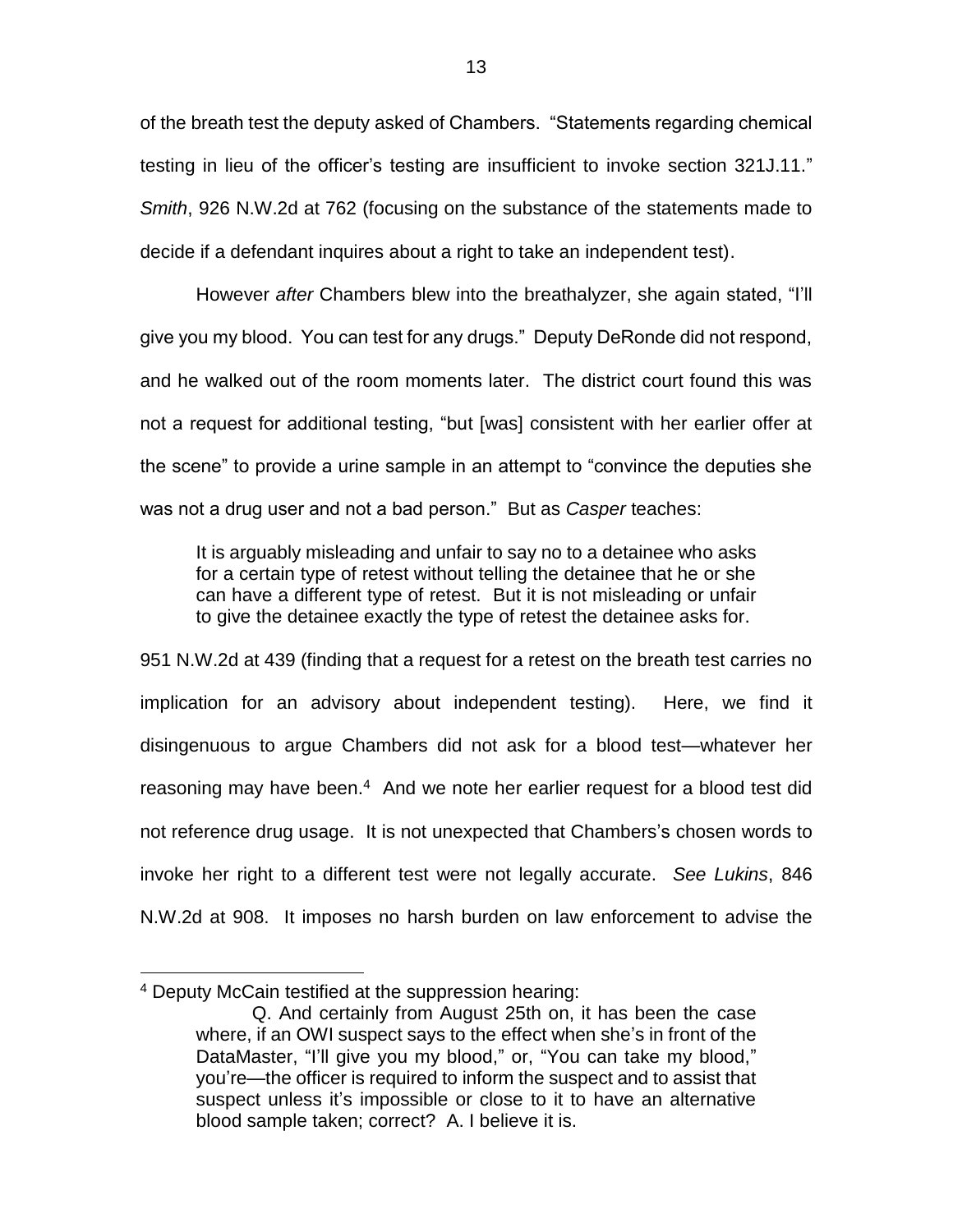of the breath test the deputy asked of Chambers. "Statements regarding chemical testing in lieu of the officer's testing are insufficient to invoke section 321J.11." *Smith*, 926 N.W.2d at 762 (focusing on the substance of the statements made to decide if a defendant inquires about a right to take an independent test).

However *after* Chambers blew into the breathalyzer, she again stated, "I'll give you my blood. You can test for any drugs." Deputy DeRonde did not respond, and he walked out of the room moments later. The district court found this was not a request for additional testing, "but [was] consistent with her earlier offer at the scene" to provide a urine sample in an attempt to "convince the deputies she was not a drug user and not a bad person." But as *Casper* teaches:

> It is arguably misleading and unfair to say no to a detainee who asks for a certain type of retest without telling the detainee that he or she can have a different type of retest. But it is not misleading or unfair to give the detainee exactly the type of retest the detainee asks for.

951 N.W.2d at 439 (finding that a request for a retest on the breath test carries no implication for an advisory about independent testing). Here, we find it disingenuous to argue Chambers did not ask for a blood test—whatever her reasoning may have been.[4] And we note her earlier request for a blood test did not reference drug usage. It is not unexpected that Chambers's chosen words to invoke her right to a different test were not legally accurate. *See Lukins*, 846 N.W.2d at 908. It imposes no harsh burden on law enforcement to advise the

---

[4] Deputy McCain testified at the suppression hearing:

> Q. And certainly from August 25th on, it has been the case where, if an OWI suspect says to the effect when she's in front of the DataMaster, "I'll give you my blood," or, "You can take my blood," you're—the officer is required to inform the suspect and to assist that suspect unless it's impossible or close to it to have an alternative blood sample taken; correct? A. I believe it is.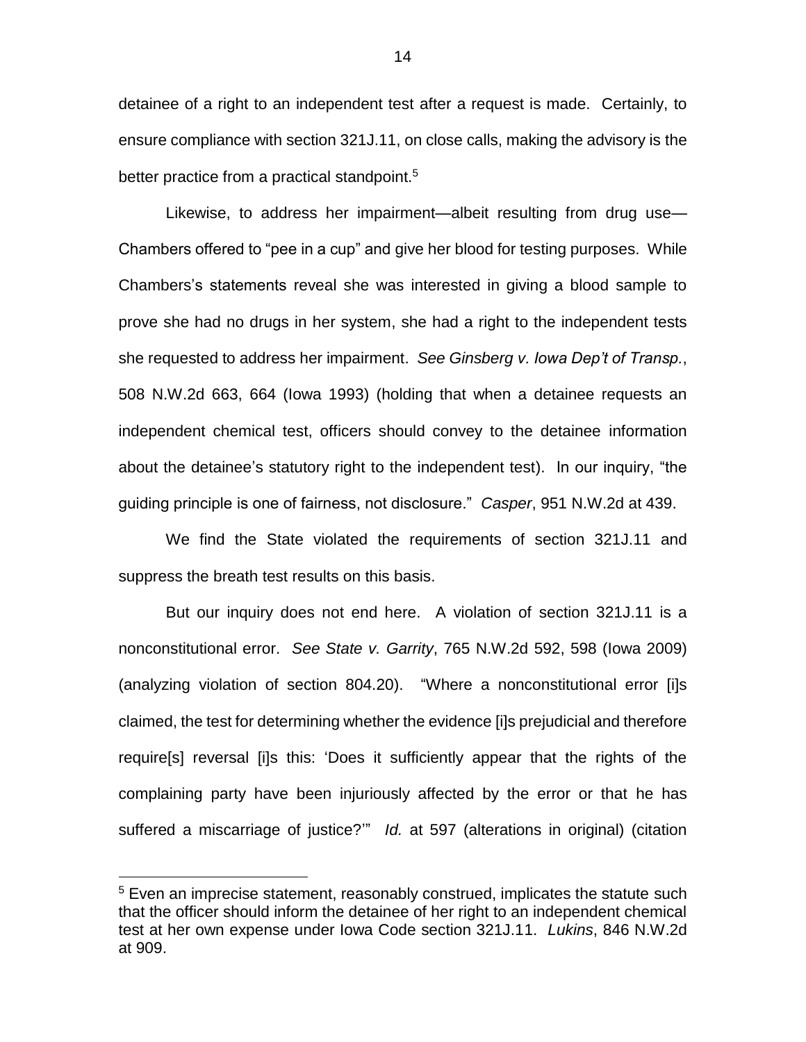detainee of a right to an independent test after a request is made. Certainly, to ensure compliance with section 321J.11, on close calls, making the advisory is the better practice from a practical standpoint.[5]

Likewise, to address her impairment—albeit resulting from drug use—Chambers offered to "pee in a cup" and give her blood for testing purposes. While Chambers's statements reveal she was interested in giving a blood sample to prove she had no drugs in her system, she had a right to the independent tests she requested to address her impairment. *See Ginsberg v. Iowa Dep't of Transp.*, 508 N.W.2d 663, 664 (Iowa 1993) (holding that when a detainee requests an independent chemical test, officers should convey to the detainee information about the detainee's statutory right to the independent test). In our inquiry, "the guiding principle is one of fairness, not disclosure." *Casper*, 951 N.W.2d at 439.

We find the State violated the requirements of section 321J.11 and suppress the breath test results on this basis.

But our inquiry does not end here. A violation of section 321J.11 is a nonconstitutional error. *See State v. Garrity*, 765 N.W.2d 592, 598 (Iowa 2009) (analyzing violation of section 804.20). "Where a nonconstitutional error [i]s claimed, the test for determining whether the evidence [i]s prejudicial and therefore require[s] reversal [i]s this: 'Does it sufficiently appear that the rights of the complaining party have been injuriously affected by the error or that he has suffered a miscarriage of justice?'" *Id.* at 597 (alterations in original) (citation

---

[5] Even an imprecise statement, reasonably construed, implicates the statute such that the officer should inform the detainee of her right to an independent chemical test at her own expense under Iowa Code section 321J.11. *Lukins*, 846 N.W.2d at 909.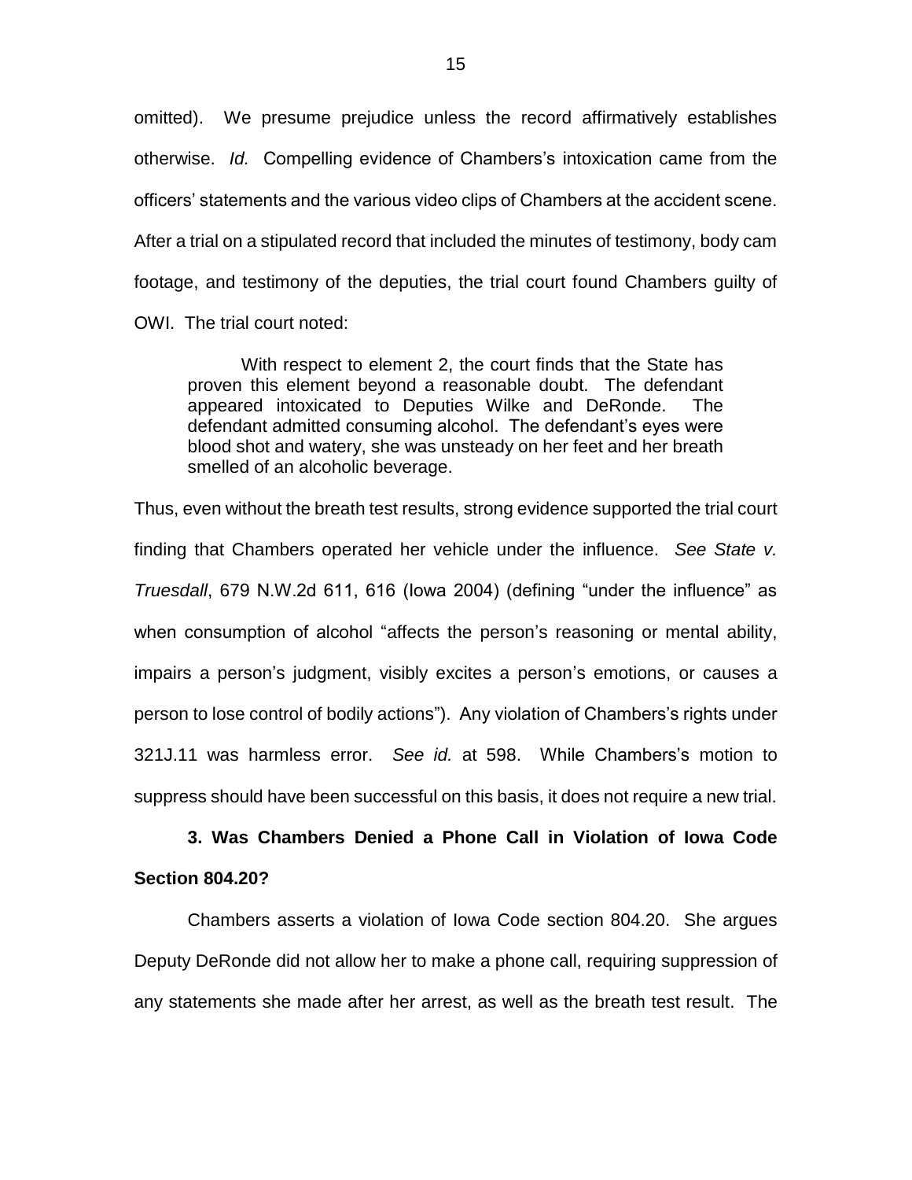omitted). We presume prejudice unless the record affirmatively establishes otherwise. *Id.* Compelling evidence of Chambers's intoxication came from the officers' statements and the various video clips of Chambers at the accident scene. After a trial on a stipulated record that included the minutes of testimony, body cam footage, and testimony of the deputies, the trial court found Chambers guilty of OWI. The trial court noted:

> With respect to element 2, the court finds that the State has proven this element beyond a reasonable doubt. The defendant appeared intoxicated to Deputies Wilke and DeRonde. The defendant admitted consuming alcohol. The defendant's eyes were blood shot and watery, she was unsteady on her feet and her breath smelled of an alcoholic beverage.

Thus, even without the breath test results, strong evidence supported the trial court finding that Chambers operated her vehicle under the influence. *See State v. Truesdall*, 679 N.W.2d 611, 616 (Iowa 2004) (defining "under the influence" as when consumption of alcohol "affects the person's reasoning or mental ability, impairs a person's judgment, visibly excites a person's emotions, or causes a person to lose control of bodily actions"). Any violation of Chambers's rights under 321J.11 was harmless error. *See id.* at 598. While Chambers's motion to suppress should have been successful on this basis, it does not require a new trial.

**3. Was Chambers Denied a Phone Call in Violation of Iowa Code Section 804.20?**

Chambers asserts a violation of Iowa Code section 804.20. She argues Deputy DeRonde did not allow her to make a phone call, requiring suppression of any statements she made after her arrest, as well as the breath test result. The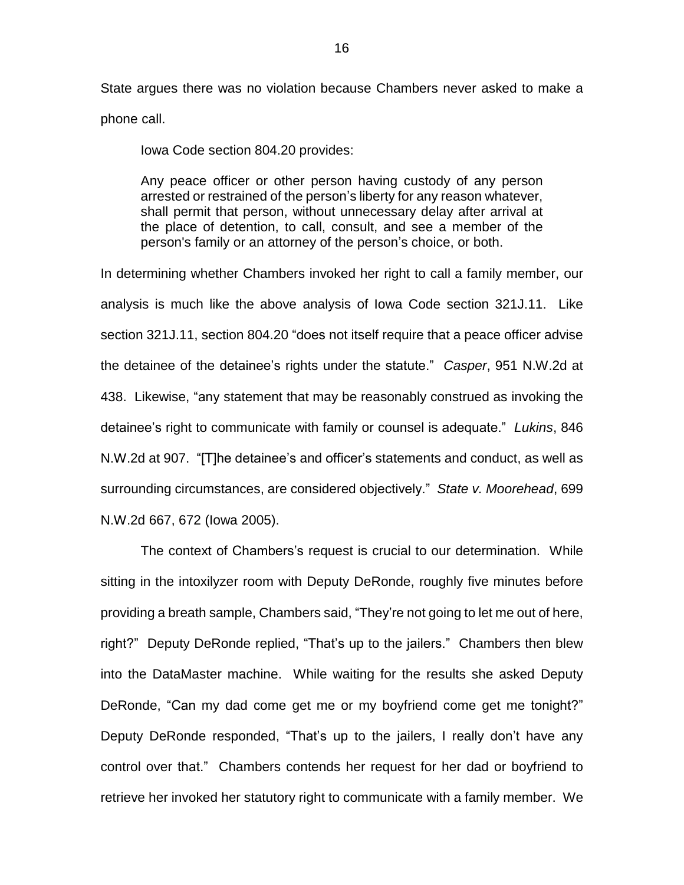State argues there was no violation because Chambers never asked to make a phone call.

Iowa Code section 804.20 provides:

> Any peace officer or other person having custody of any person arrested or restrained of the person's liberty for any reason whatever, shall permit that person, without unnecessary delay after arrival at the place of detention, to call, consult, and see a member of the person's family or an attorney of the person's choice, or both.

In determining whether Chambers invoked her right to call a family member, our analysis is much like the above analysis of Iowa Code section 321J.11. Like section 321J.11, section 804.20 "does not itself require that a peace officer advise the detainee of the detainee's rights under the statute." *Casper*, 951 N.W.2d at 438. Likewise, "any statement that may be reasonably construed as invoking the detainee's right to communicate with family or counsel is adequate." *Lukins*, 846 N.W.2d at 907. "[T]he detainee's and officer's statements and conduct, as well as surrounding circumstances, are considered objectively." *State v. Moorehead*, 699 N.W.2d 667, 672 (Iowa 2005).

The context of Chambers's request is crucial to our determination. While sitting in the intoxilyzer room with Deputy DeRonde, roughly five minutes before providing a breath sample, Chambers said, "They're not going to let me out of here, right?" Deputy DeRonde replied, "That's up to the jailers." Chambers then blew into the DataMaster machine. While waiting for the results she asked Deputy DeRonde, "Can my dad come get me or my boyfriend come get me tonight?" Deputy DeRonde responded, "That's up to the jailers, I really don't have any control over that." Chambers contends her request for her dad or boyfriend to retrieve her invoked her statutory right to communicate with a family member. We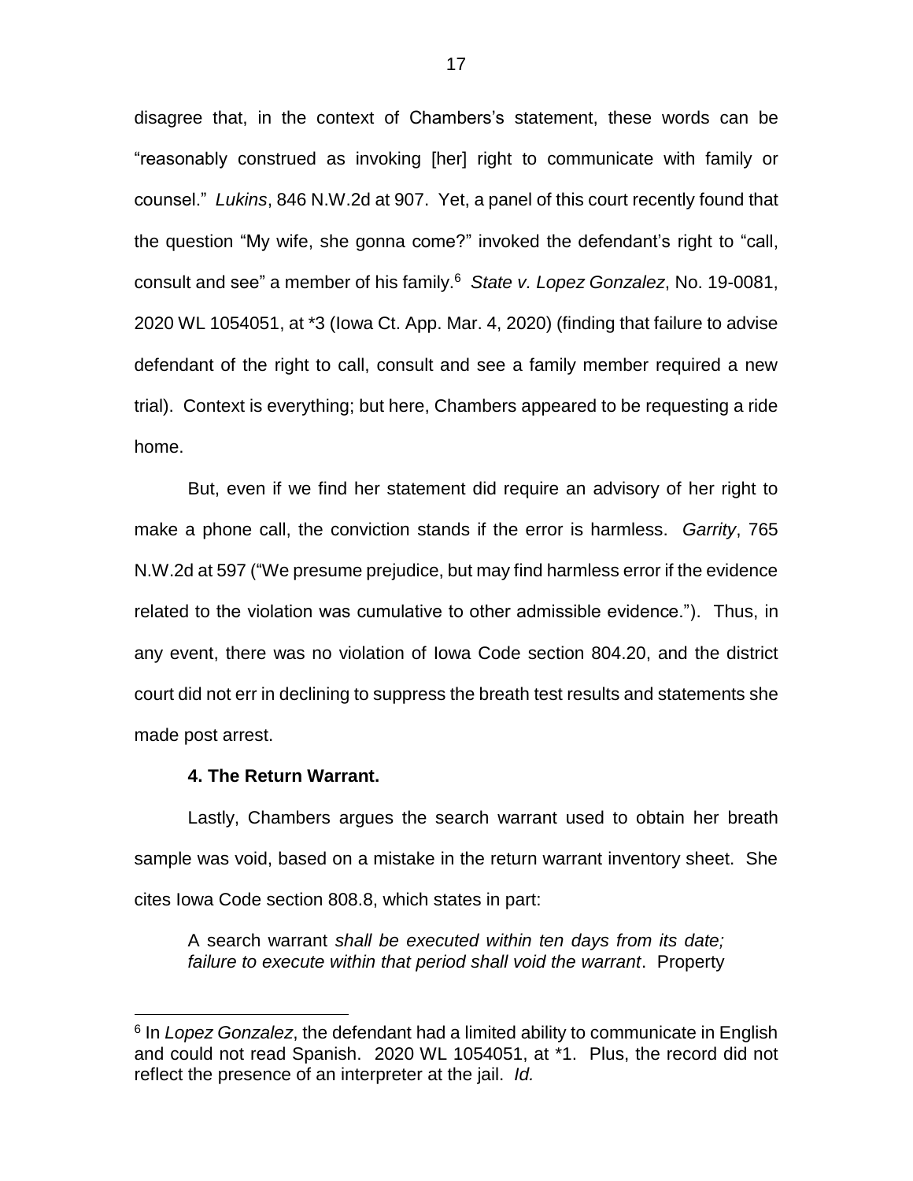disagree that, in the context of Chambers's statement, these words can be "reasonably construed as invoking [her] right to communicate with family or counsel." *Lukins*, 846 N.W.2d at 907. Yet, a panel of this court recently found that the question "My wife, she gonna come?" invoked the defendant's right to "call, consult and see" a member of his family.[6] *State v. Lopez Gonzalez*, No. 19-0081, 2020 WL 1054051, at *3 (Iowa Ct. App. Mar. 4, 2020) (finding that failure to advise defendant of the right to call, consult and see a family member required a new trial). Context is everything; but here, Chambers appeared to be requesting a ride home.

But, even if we find her statement did require an advisory of her right to make a phone call, the conviction stands if the error is harmless. *Garrity*, 765 N.W.2d at 597 ("We presume prejudice, but may find harmless error if the evidence related to the violation was cumulative to other admissible evidence."). Thus, in any event, there was no violation of Iowa Code section 804.20, and the district court did not err in declining to suppress the breath test results and statements she made post arrest.

**4. The Return Warrant.**

Lastly, Chambers argues the search warrant used to obtain her breath sample was void, based on a mistake in the return warrant inventory sheet. She cites Iowa Code section 808.8, which states in part:

> A search warrant *shall be executed within ten days from its date; failure to execute within that period shall void the warrant*. Property

---

[6] In *Lopez Gonzalez*, the defendant had a limited ability to communicate in English and could not read Spanish. 2020 WL 1054051, at *1. Plus, the record did not reflect the presence of an interpreter at the jail. *Id.*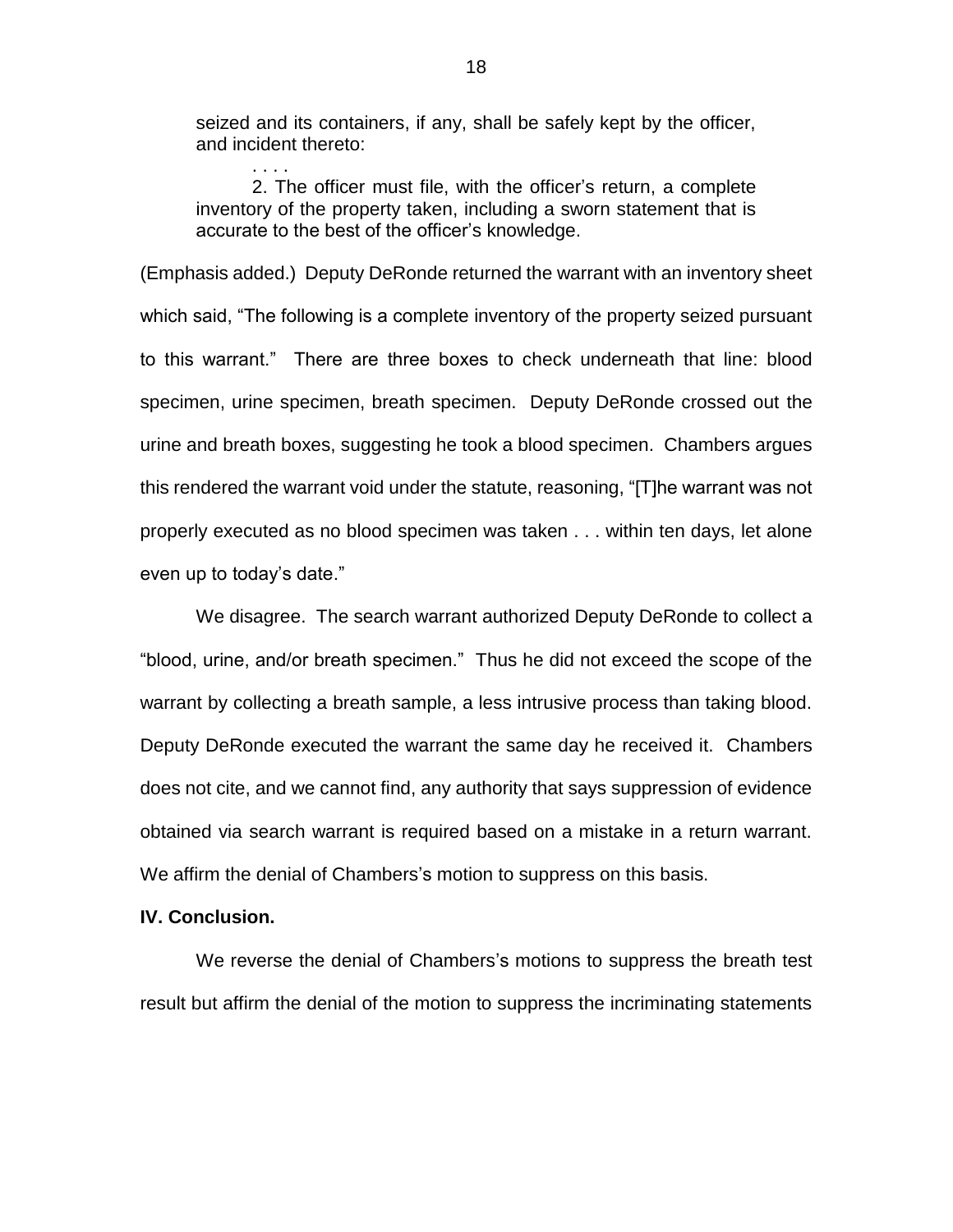> seized and its containers, if any, shall be safely kept by the officer, and incident thereto:
>
> . . . .
>
> 2. The officer must file, with the officer's return, a complete inventory of the property taken, including a sworn statement that is accurate to the best of the officer's knowledge.

(Emphasis added.) Deputy DeRonde returned the warrant with an inventory sheet which said, "The following is a complete inventory of the property seized pursuant to this warrant." There are three boxes to check underneath that line: blood specimen, urine specimen, breath specimen. Deputy DeRonde crossed out the urine and breath boxes, suggesting he took a blood specimen. Chambers argues this rendered the warrant void under the statute, reasoning, "[T]he warrant was not properly executed as no blood specimen was taken . . . within ten days, let alone even up to today's date."

We disagree. The search warrant authorized Deputy DeRonde to collect a "blood, urine, and/or breath specimen." Thus he did not exceed the scope of the warrant by collecting a breath sample, a less intrusive process than taking blood. Deputy DeRonde executed the warrant the same day he received it. Chambers does not cite, and we cannot find, any authority that says suppression of evidence obtained via search warrant is required based on a mistake in a return warrant. We affirm the denial of Chambers's motion to suppress on this basis.

**IV. Conclusion.**

We reverse the denial of Chambers's motions to suppress the breath test result but affirm the denial of the motion to suppress the incriminating statements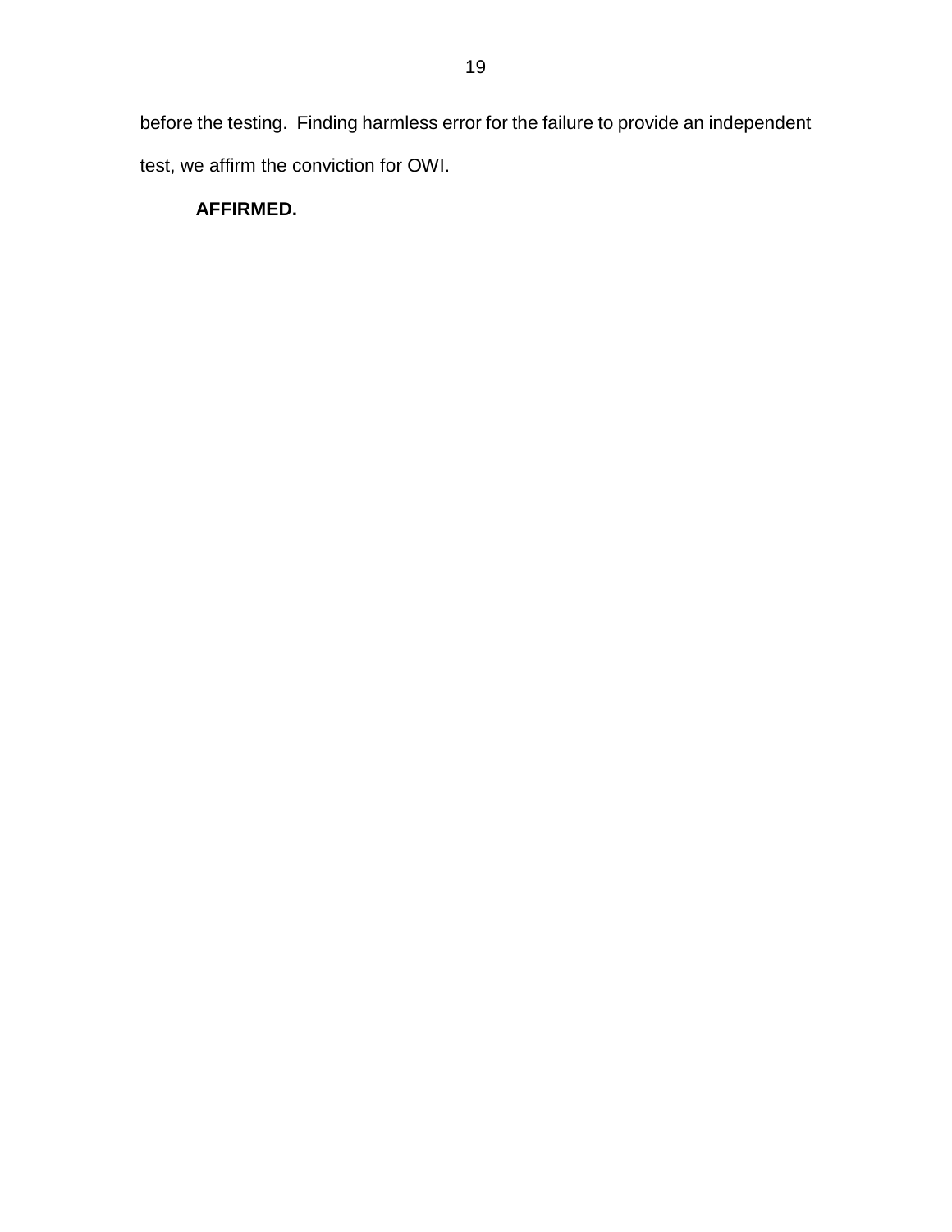before the testing. Finding harmless error for the failure to provide an independent test, we affirm the conviction for OWI.

**AFFIRMED.**